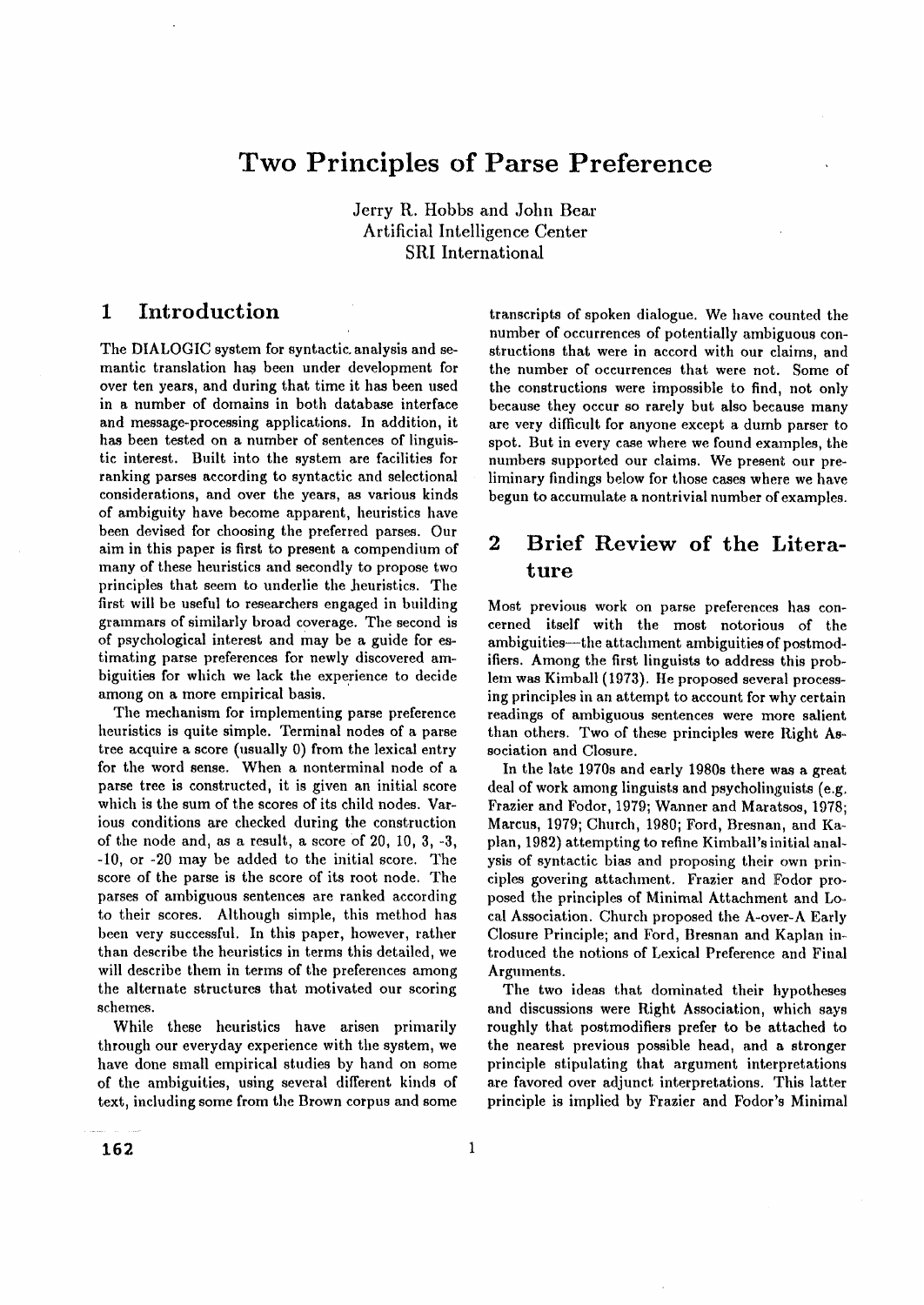# Two Principles of Parse Preference

Jerry R. Hobbs and John Bear
Artificial Intelligence Center
SRI International

## 1 Introduction

The DIALOGIC system for syntactic analysis and semantic translation has been under development for over ten years, and during that time it has been used in a number of domains in both database interface and message-processing applications. In addition, it has been tested on a number of sentences of linguistic interest. Built into the system are facilities for ranking parses according to syntactic and selectional considerations, and over the years, as various kinds of ambiguity have become apparent, heuristics have been devised for choosing the preferred parses. Our aim in this paper is first to present a compendium of many of these heuristics and secondly to propose two principles that seem to underlie the heuristics. The first will be useful to researchers engaged in building grammars of similarly broad coverage. The second is of psychological interest and may be a guide for estimating parse preferences for newly discovered ambiguities for which we lack the experience to decide among on a more empirical basis.

The mechanism for implementing parse preference heuristics is quite simple. Terminal nodes of a parse tree acquire a score (usually 0) from the lexical entry for the word sense. When a nonterminal node of a parse tree is constructed, it is given an initial score which is the sum of the scores of its child nodes. Various conditions are checked during the construction of the node and, as a result, a score of 20, 10, 3, -3, -10, or -20 may be added to the initial score. The score of the parse is the score of its root node. The parses of ambiguous sentences are ranked according to their scores. Although simple, this method has been very successful. In this paper, however, rather than describe the heuristics in terms this detailed, we will describe them in terms of the preferences among the alternate structures that motivated our scoring schemes.

While these heuristics have arisen primarily through our everyday experience with the system, we have done small empirical studies by hand on some of the ambiguities, using several different kinds of text, including some from the Brown corpus and some transcripts of spoken dialogue. We have counted the number of occurrences of potentially ambiguous constructions that were in accord with our claims, and the number of occurrences that were not. Some of the constructions were impossible to find, not only because they occur so rarely but also because many are very difficult for anyone except a dumb parser to spot. But in every case where we found examples, the numbers supported our claims. We present our preliminary findings below for those cases where we have begun to accumulate a nontrivial number of examples.

## 2 Brief Review of the Literature

Most previous work on parse preferences has concerned itself with the most notorious of the ambiguities—the attachment ambiguities of postmodifiers. Among the first linguists to address this problem was Kimball (1973). He proposed several processing principles in an attempt to account for why certain readings of ambiguous sentences were more salient than others. Two of these principles were Right Association and Closure.

In the late 1970s and early 1980s there was a great deal of work among linguists and psycholinguists (e.g. Frazier and Fodor, 1979; Wanner and Maratsos, 1978; Marcus, 1979; Church, 1980; Ford, Bresnan, and Kaplan, 1982) attempting to refine Kimball's initial analysis of syntactic bias and proposing their own principles govering attachment. Frazier and Fodor proposed the principles of Minimal Attachment and Local Association. Church proposed the A-over-A Early Closure Principle; and Ford, Bresnan and Kaplan introduced the notions of Lexical Preference and Final Arguments.

The two ideas that dominated their hypotheses and discussions were Right Association, which says roughly that postmodifiers prefer to be attached to the nearest previous possible head, and a stronger principle stipulating that argument interpretations are favored over adjunct interpretations. This latter principle is implied by Frazier and Fodor's Minimal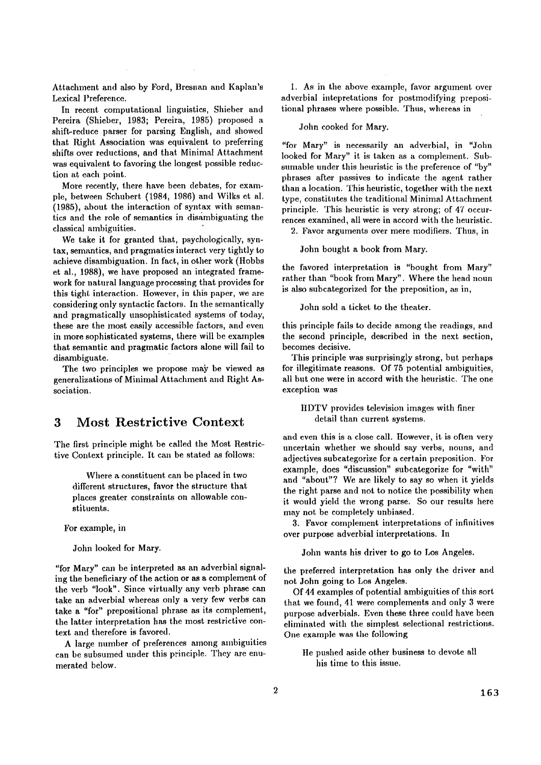Attachment and also by Ford, Bresnan and Kaplan's Lexical Preference.

In recent computational linguistics, Shieber and Pereira (Shieber, 1983; Pereira, 1985) proposed a shift-reduce parser for parsing English, and showed that Right Association was equivalent to preferring shifts over reductions, and that Minimal Attachment was equivalent to favoring the longest possible reduction at each point.

More recently, there have been debates, for example, between Schubert (1984, 1986) and Wilks et al. (1985), about the interaction of syntax with semantics and the role of semantics in disambiguating the classical ambiguities.

We take it for granted that, psychologically, syntax, semantics, and pragmatics interact very tightly to achieve disambiguation. In fact, in other work (Hobbs et al., 1988), we have proposed an integrated framework for natural language processing that provides for this tight interaction. However, in this paper, we are considering only syntactic factors. In the semantically and pragmatically unsophisticated systems of today, these are the most easily accessible factors, and even in more sophisticated systems, there will be examples that semantic and pragmatic factors alone will fail to disambiguate.

The two principles we propose may be viewed as generalizations of Minimal Attachment and Right Association.

## 3 Most Restrictive Context

The first principle might be called the Most Restrictive Context principle. It can be stated as follows:

> Where a constituent can be placed in two different structures, favor the structure that places greater constraints on allowable constituents.

For example, in

> John looked for Mary.

"for Mary" can be interpreted as an adverbial signaling the beneficiary of the action or as a complement of the verb "look". Since virtually any verb phrase can take an adverbial whereas only a very few verbs can take a "for" prepositional phrase as its complement, the latter interpretation has the most restrictive context and therefore is favored.

A large number of preferences among ambiguities can be subsumed under this principle. They are enumerated below.

1. As in the above example, favor argument over adverbial intepretations for postmodifying prepositional phrases where possible. Thus, whereas in

> John cooked for Mary.

"for Mary" is necessarily an adverbial, in "John looked for Mary" it is taken as a complement. Subsumable under this heuristic is the preference of "by" phrases after passives to indicate the agent rather than a location. This heuristic, together with the next type, constitutes the traditional Minimal Attachment principle. This heuristic is very strong; of 47 occurrences examined, all were in accord with the heuristic.

2. Favor arguments over mere modifiers. Thus, in

> John bought a book from Mary.

the favored interpretation is "bought from Mary" rather than "book from Mary". Where the head noun is also subcategorized for the preposition, as in,

> John sold a ticket to the theater.

this principle fails to decide among the readings, and the second principle, described in the next section, becomes decisive.

This principle was surprisingly strong, but perhaps for illegitimate reasons. Of 75 potential ambiguities, all but one were in accord with the heuristic. The one exception was

> HDTV provides television images with finer detail than current systems.

and even this is a close call. However, it is often very uncertain whether we should say verbs, nouns, and adjectives subcategorize for a certain preposition. For example, does "discussion" subcategorize for "with" and "about"? We are likely to say so when it yields the right parse and not to notice the possibility when it would yield the wrong parse. So our results here may not be completely unbiased.

3. Favor complement interpretations of infinitives over purpose adverbial interpretations. In

> John wants his driver to go to Los Angeles.

the preferred interpretation has only the driver and not John going to Los Angeles.

Of 44 examples of potential ambiguities of this sort that we found, 41 were complements and only 3 were purpose adverbials. Even these three could have been eliminated with the simplest selectional restrictions. One example was the following

> He pushed aside other business to devote all his time to this issue.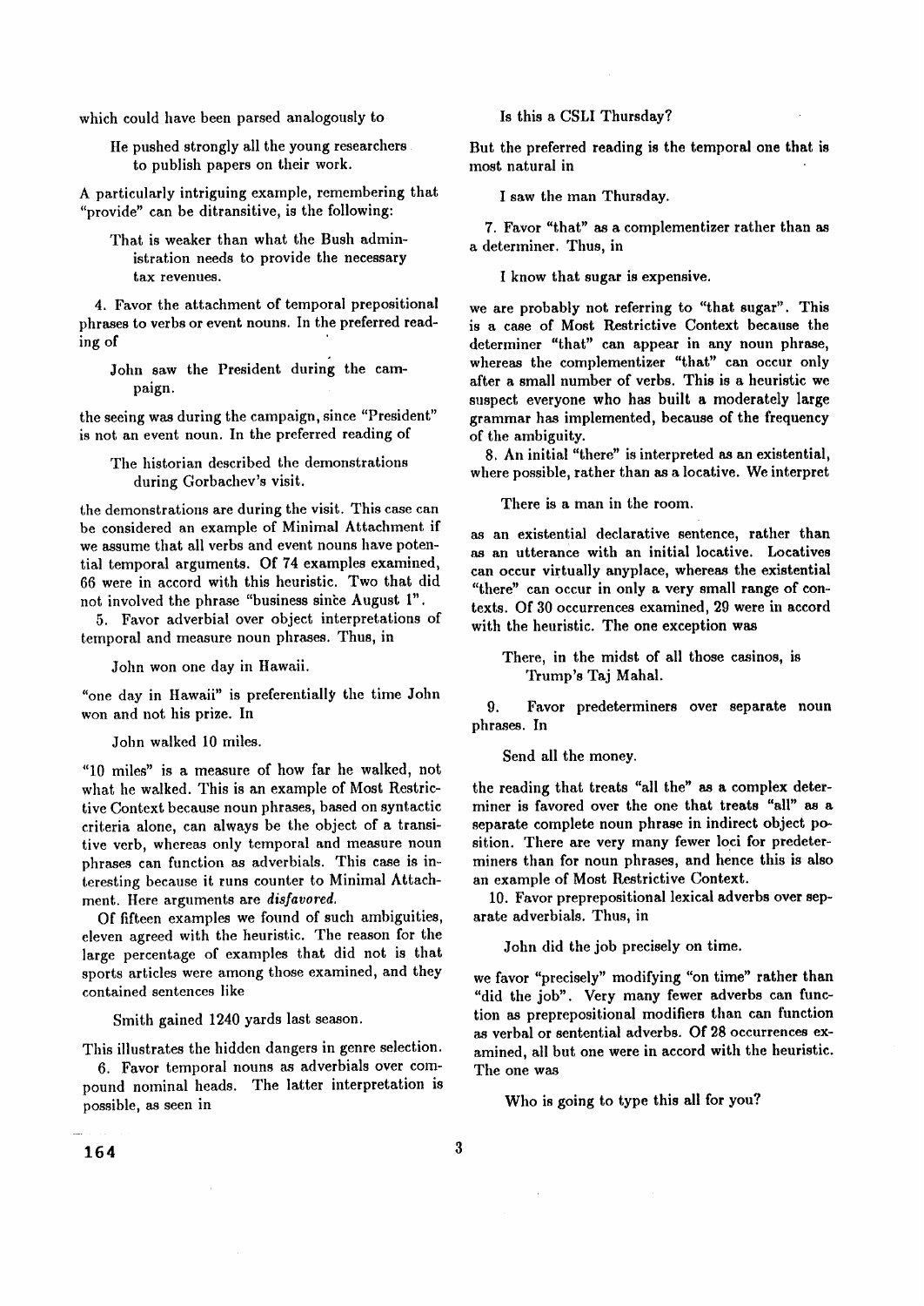which could have been parsed analogously to

> He pushed strongly all the young researchers to publish papers on their work.

A particularly intriguing example, remembering that "provide" can be ditransitive, is the following:

> That is weaker than what the Bush administration needs to provide the necessary tax revenues.

4. Favor the attachment of temporal prepositional phrases to verbs or event nouns. In the preferred reading of

> John saw the President during the campaign.

the seeing was during the campaign, since "President" is not an event noun. In the preferred reading of

> The historian described the demonstrations during Gorbachev's visit.

the demonstrations are during the visit. This case can be considered an example of Minimal Attachment if we assume that all verbs and event nouns have potential temporal arguments. Of 74 examples examined, 66 were in accord with this heuristic. Two that did not involved the phrase "business since August 1".

5. Favor adverbial over object interpretations of temporal and measure noun phrases. Thus, in

> John won one day in Hawaii.

"one day in Hawaii" is preferentially the time John won and not his prize. In

> John walked 10 miles.

"10 miles" is a measure of how far he walked, not what he walked. This is an example of Most Restrictive Context because noun phrases, based on syntactic criteria alone, can always be the object of a transitive verb, whereas only temporal and measure noun phrases can function as adverbials. This case is interesting because it runs counter to Minimal Attachment. Here arguments are *disfavored*.

Of fifteen examples we found of such ambiguities, eleven agreed with the heuristic. The reason for the large percentage of examples that did not is that sports articles were among those examined, and they contained sentences like

> Smith gained 1240 yards last season.

This illustrates the hidden dangers in genre selection.

6. Favor temporal nouns as adverbials over compound nominal heads. The latter interpretation is possible, as seen in

> Is this a CSLI Thursday?

But the preferred reading is the temporal one that is most natural in

> I saw the man Thursday.

7. Favor "that" as a complementizer rather than as a determiner. Thus, in

> I know that sugar is expensive.

we are probably not referring to "that sugar". This is a case of Most Restrictive Context because the determiner "that" can appear in any noun phrase, whereas the complementizer "that" can occur only after a small number of verbs. This is a heuristic we suspect everyone who has built a moderately large grammar has implemented, because of the frequency of the ambiguity.

8. An initial "there" is interpreted as an existential, where possible, rather than as a locative. We interpret

> There is a man in the room.

as an existential declarative sentence, rather than as an utterance with an initial locative. Locatives can occur virtually anyplace, whereas the existential "there" can occur in only a very small range of contexts. Of 30 occurrences examined, 29 were in accord with the heuristic. The one exception was

> There, in the midst of all those casinos, is Trump's Taj Mahal.

9. Favor predeterminers over separate noun phrases. In

> Send all the money.

the reading that treats "all the" as a complex determiner is favored over the one that treats "all" as a separate complete noun phrase in indirect object position. There are very many fewer loci for predeterminers than for noun phrases, and hence this is also an example of Most Restrictive Context.

10. Favor preprepositional lexical adverbs over separate adverbials. Thus, in

> John did the job precisely on time.

we favor "precisely" modifying "on time" rather than "did the job". Very many fewer adverbs can function as preprepositional modifiers than can function as verbal or sentential adverbs. Of 28 occurrences examined, all but one were in accord with the heuristic. The one was

> Who is going to type this all for you?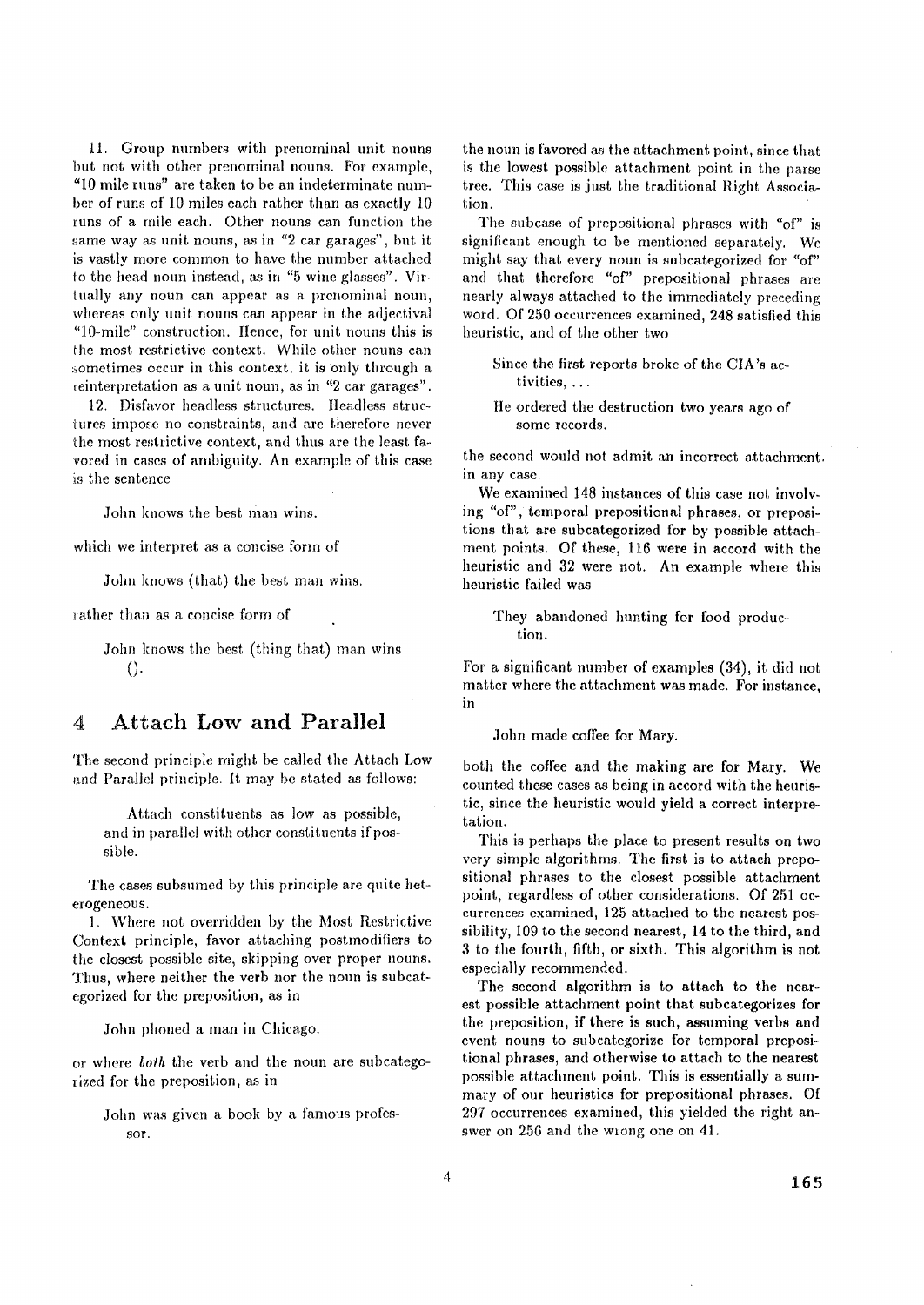11. Group numbers with prenominal unit nouns but not with other prenominal nouns. For example, "10 mile runs" are taken to be an indeterminate number of runs of 10 miles each rather than as exactly 10 runs of a mile each. Other nouns can function the same way as unit nouns, as in "2 car garages", but it is vastly more common to have the number attached to the head noun instead, as in "5 wine glasses". Virtually any noun can appear as a prenominal noun, whereas only unit nouns can appear in the adjectival "10-mile" construction. Hence, for unit nouns this is the most restrictive context. While other nouns can sometimes occur in this context, it is only through a reinterpretation as a unit noun, as in "2 car garages".

12. Disfavor headless structures. Headless structures impose no constraints, and are therefore never the most restrictive context, and thus are the least favored in cases of ambiguity. An example of this case is the sentence

> John knows the best man wins.

which we interpret as a concise form of

> John knows (that) the best man wins.

rather than as a concise form of

> John knows the best (thing that) man wins ().

## 4 Attach Low and Parallel

The second principle might be called the Attach Low and Parallel principle. It may be stated as follows:

> Attach constituents as low as possible, and in parallel with other constituents if possible.

The cases subsumed by this principle are quite heterogeneous.

1. Where not overridden by the Most Restrictive Context principle, favor attaching postmodifiers to the closest possible site, skipping over proper nouns. Thus, where neither the verb nor the noun is subcategorized for the preposition, as in

> John phoned a man in Chicago.

or where *both* the verb and the noun are subcategorized for the preposition, as in

> John was given a book by a famous professor.

the noun is favored as the attachment point, since that is the lowest possible attachment point in the parse tree. This case is just the traditional Right Association.

The subcase of prepositional phrases with "of" is significant enough to be mentioned separately. We might say that every noun is subcategorized for "of" and that therefore "of" prepositional phrases are nearly always attached to the immediately preceding word. Of 250 occurrences examined, 248 satisfied this heuristic, and of the other two

> Since the first reports broke of the CIA's activities, ...
>
> He ordered the destruction two years ago of some records.

the second would not admit an incorrect attachment in any case.

We examined 148 instances of this case not involving "of", temporal prepositional phrases, or prepositions that are subcategorized for by possible attachment points. Of these, 116 were in accord with the heuristic and 32 were not. An example where this heuristic failed was

> They abandoned hunting for food production.

For a significant number of examples (34), it did not matter where the attachment was made. For instance, in

> John made coffee for Mary.

both the coffee and the making are for Mary. We counted these cases as being in accord with the heuristic, since the heuristic would yield a correct interpretation.

This is perhaps the place to present results on two very simple algorithms. The first is to attach prepositional phrases to the closest possible attachment point, regardless of other considerations. Of 251 occurrences examined, 125 attached to the nearest possibility, 109 to the second nearest, 14 to the third, and 3 to the fourth, fifth, or sixth. This algorithm is not especially recommended.

The second algorithm is to attach to the nearest possible attachment point that subcategorizes for the preposition, if there is such, assuming verbs and event nouns to subcategorize for temporal prepositional phrases, and otherwise to attach to the nearest possible attachment point. This is essentially a summary of our heuristics for prepositional phrases. Of 297 occurrences examined, this yielded the right answer on 256 and the wrong one on 41.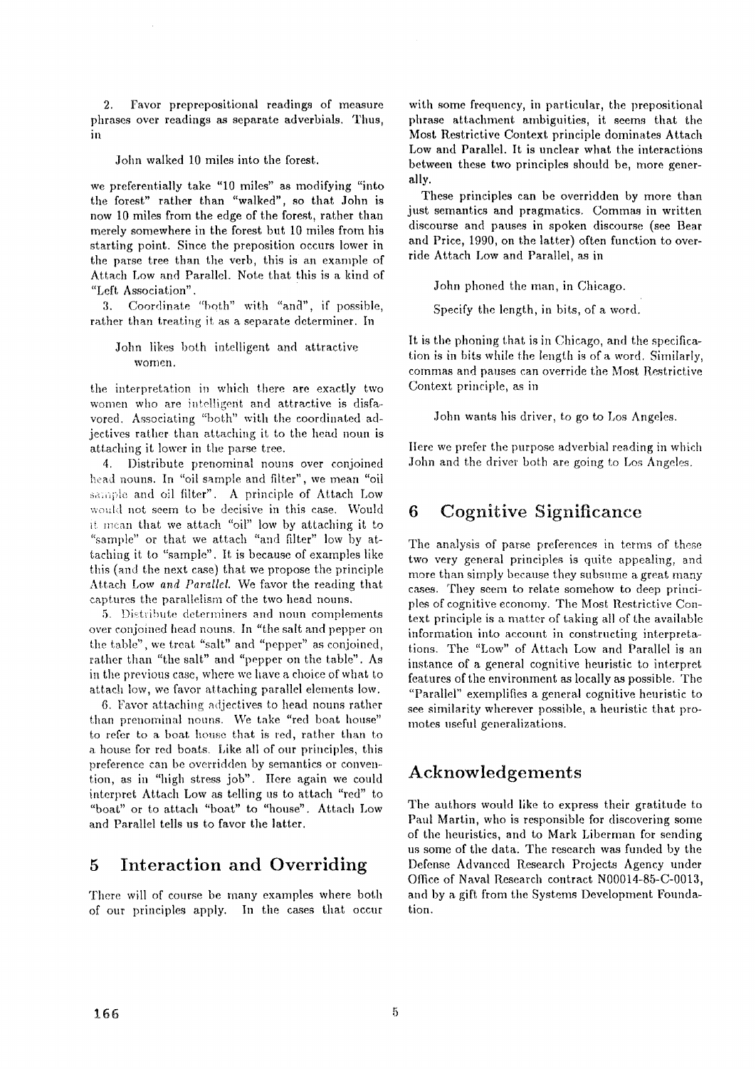2. Favor preprepositional readings of measure phrases over readings as separate adverbials. Thus, in

John walked 10 miles into the forest.

we preferentially take "10 miles" as modifying "into the forest" rather than "walked", so that John is now 10 miles from the edge of the forest, rather than merely somewhere in the forest but 10 miles from his starting point. Since the preposition occurs lower in the parse tree than the verb, this is an example of Attach Low and Parallel. Note that this is a kind of "Left Association".

3. Coordinate "both" with "and", if possible, rather than treating it as a separate determiner. In

John likes both intelligent and attractive women.

the interpretation in which there are exactly two women who are intelligent and attractive is disfavored. Associating "both" with the coordinated adjectives rather than attaching it to the head noun is attaching it lower in the parse tree.

4. Distribute prenominal nouns over conjoined head nouns. In "oil sample and filter", we mean "oil sample and oil filter". A principle of Attach Low would not seem to be decisive in this case. Would it mean that we attach "oil" low by attaching it to "sample" or that we attach "and filter" low by attaching it to "sample". It is because of examples like this (and the next case) that we propose the principle Attach Low *and Parallel*. We favor the reading that captures the parallelism of the two head nouns.

5. Distribute determiners and noun complements over conjoined head nouns. In "the salt and pepper on the table", we treat "salt" and "pepper" as conjoined, rather than "the salt" and "pepper on the table". As in the previous case, where we have a choice of what to attach low, we favor attaching parallel elements low.

6. Favor attaching adjectives to head nouns rather than prenominal nouns. We take "red boat house" to refer to a boat house that is red, rather than to a house for red boats. Like all of our principles, this preference can be overridden by semantics or convention, as in "high stress job". Here again we could interpret Attach Low as telling us to attach "red" to "boat" or to attach "boat" to "house". Attach Low and Parallel tells us to favor the latter.

## 5 Interaction and Overriding

There will of course be many examples where both of our principles apply. In the cases that occur with some frequency, in particular, the prepositional phrase attachment ambiguities, it seems that the Most Restrictive Context principle dominates Attach Low and Parallel. It is unclear what the interactions between these two principles should be, more generally.

These principles can be overridden by more than just semantics and pragmatics. Commas in written discourse and pauses in spoken discourse (see Bear and Price, 1990, on the latter) often function to override Attach Low and Parallel, as in

John phoned the man, in Chicago.

Specify the length, in bits, of a word.

It is the phoning that is in Chicago, and the specification is in bits while the length is of a word. Similarly, commas and pauses can override the Most Restrictive Context principle, as in

John wants his driver, to go to Los Angeles.

Here we prefer the purpose adverbial reading in which John and the driver both are going to Los Angeles.

## 6 Cognitive Significance

The analysis of parse preferences in terms of these two very general principles is quite appealing, and more than simply because they subsume a great many cases. They seem to relate somehow to deep principles of cognitive economy. The Most Restrictive Context principle is a matter of taking all of the available information into account in constructing interpretations. The "Low" of Attach Low and Parallel is an instance of a general cognitive heuristic to interpret features of the environment as locally as possible. The "Parallel" exemplifies a general cognitive heuristic to see similarity wherever possible, a heuristic that promotes useful generalizations.

## Acknowledgements

The authors would like to express their gratitude to Paul Martin, who is responsible for discovering some of the heuristics, and to Mark Liberman for sending us some of the data. The research was funded by the Defense Advanced Research Projects Agency under Office of Naval Research contract N00014-85-C-0013, and by a gift from the Systems Development Foundation.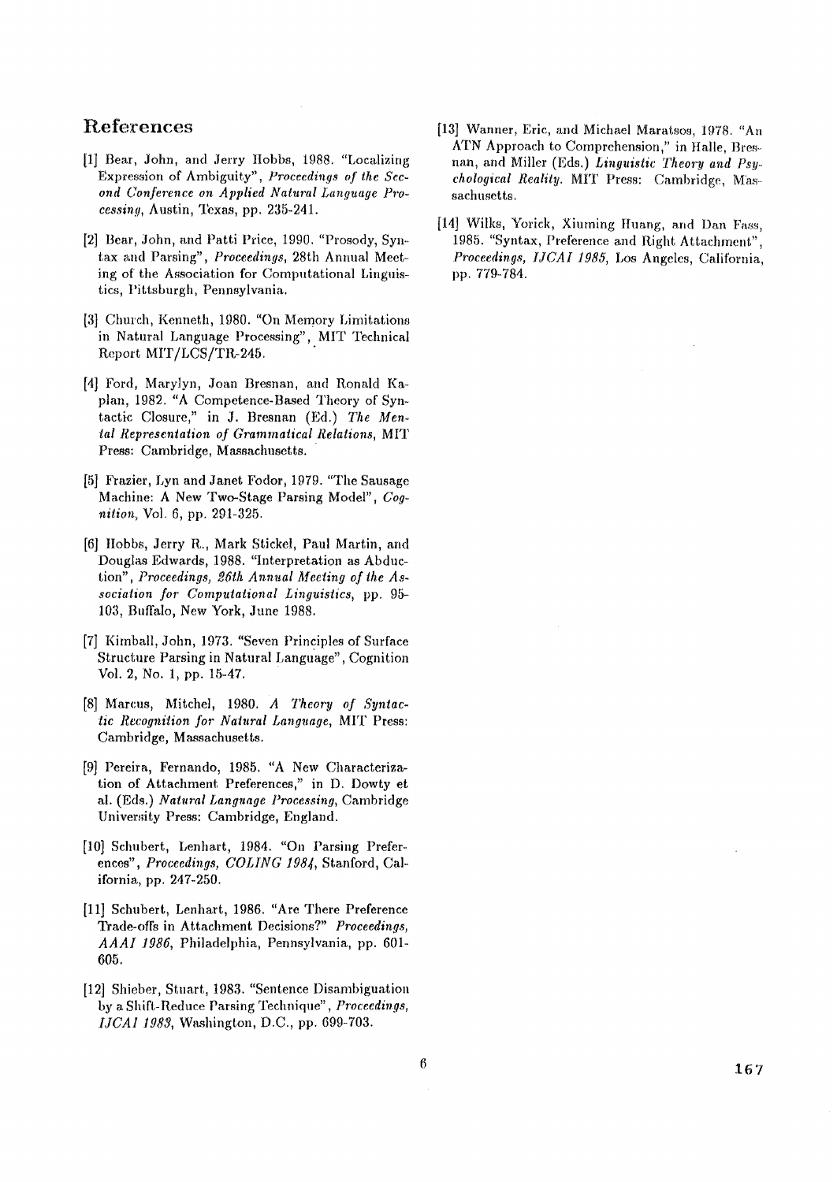## References

[1] Bear, John, and Jerry Hobbs, 1988. "Localizing Expression of Ambiguity", *Proceedings of the Second Conference on Applied Natural Language Processing*, Austin, Texas, pp. 235-241.

[2] Bear, John, and Patti Price, 1990. "Prosody, Syntax and Parsing", *Proceedings*, 28th Annual Meeting of the Association for Computational Linguistics, Pittsburgh, Pennsylvania.

[3] Church, Kenneth, 1980. "On Memory Limitations in Natural Language Processing", MIT Technical Report MIT/LCS/TR-245.

[4] Ford, Marylyn, Joan Bresnan, and Ronald Kaplan, 1982. "A Competence-Based Theory of Syntactic Closure," in J. Bresnan (Ed.) *The Mental Representation of Grammatical Relations*, MIT Press: Cambridge, Massachusetts.

[5] Frazier, Lyn and Janet Fodor, 1979. "The Sausage Machine: A New Two-Stage Parsing Model", *Cognition*, Vol. 6, pp. 291-325.

[6] Hobbs, Jerry R., Mark Stickel, Paul Martin, and Douglas Edwards, 1988. "Interpretation as Abduction", *Proceedings, 26th Annual Meeting of the Association for Computational Linguistics*, pp. 95-103, Buffalo, New York, June 1988.

[7] Kimball, John, 1973. "Seven Principles of Surface Structure Parsing in Natural Language", Cognition Vol. 2, No. 1, pp. 15-47.

[8] Marcus, Mitchel, 1980. *A Theory of Syntactic Recognition for Natural Language*, MIT Press: Cambridge, Massachusetts.

[9] Pereira, Fernando, 1985. "A New Characterization of Attachment Preferences," in D. Dowty et al. (Eds.) *Natural Language Processing*, Cambridge University Press: Cambridge, England.

[10] Schubert, Lenhart, 1984. "On Parsing Preferences", *Proceedings, COLING 1984*, Stanford, California, pp. 247-250.

[11] Schubert, Lenhart, 1986. "Are There Preference Trade-offs in Attachment Decisions?" *Proceedings, AAAI 1986*, Philadelphia, Pennsylvania, pp. 601-605.

[12] Shieber, Stuart, 1983. "Sentence Disambiguation by a Shift-Reduce Parsing Technique", *Proceedings, IJCAI 1983*, Washington, D.C., pp. 699-703.

[13] Wanner, Eric, and Michael Maratsos, 1978. "An ATN Approach to Comprehension," in Halle, Bresnan, and Miller (Eds.) *Linguistic Theory and Psychological Reality*. MIT Press: Cambridge, Massachusetts.

[14] Wilks, Yorick, Xiuming Huang, and Dan Fass, 1985. "Syntax, Preference and Right Attachment", *Proceedings, IJCAI 1985*, Los Angeles, California, pp. 779-784.